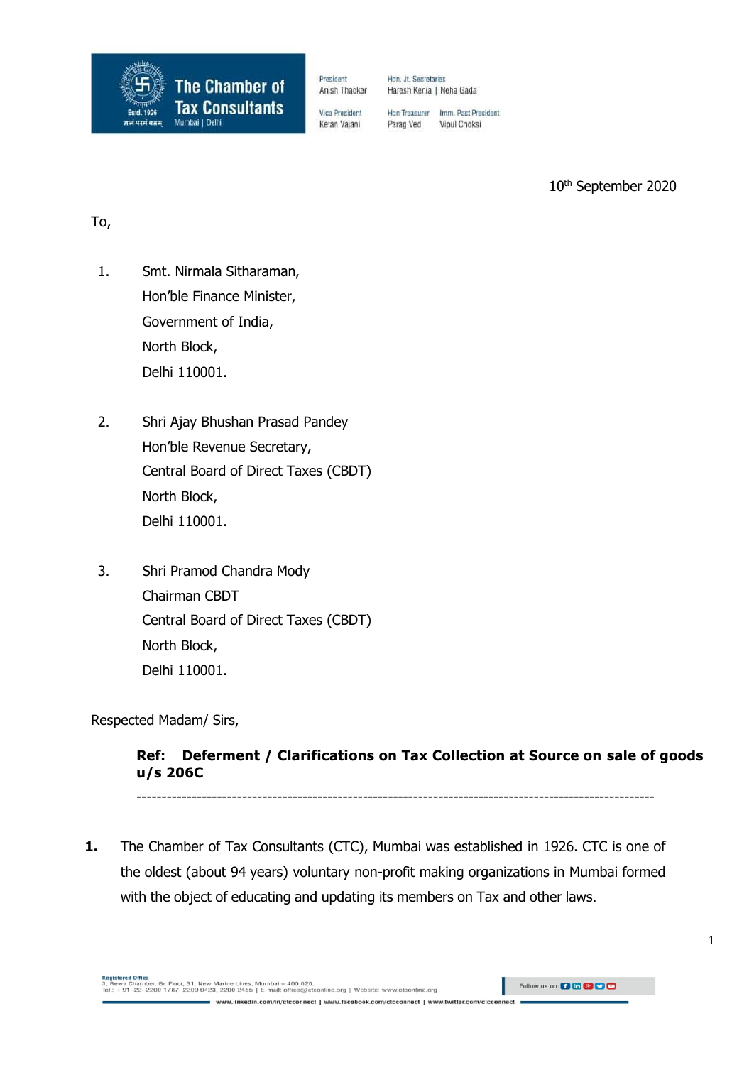**The Chamber of Tax Consultants**
Estd. 1926
Mumbai | Delhi

President: Anish Thacker
Vice President: Ketan Vajani
Hon. Jt. Secretaries: Haresh Kenia | Neha Gada
Hon Treasurer: Parag Ved
Imm. Past President: Vipul Choksi

10th September 2020

To,

1. Smt. Nirmala Sitharaman,
   Hon'ble Finance Minister,
   Government of India,
   North Block,
   Delhi 110001.

2. Shri Ajay Bhushan Prasad Pandey
   Hon'ble Revenue Secretary,
   Central Board of Direct Taxes (CBDT)
   North Block,
   Delhi 110001.

3. Shri Pramod Chandra Mody
   Chairman CBDT
   Central Board of Direct Taxes (CBDT)
   North Block,
   Delhi 110001.

Respected Madam/ Sirs,

**Ref: Deferment / Clarifications on Tax Collection at Source on sale of goods u/s 206C**

---

**1.** The Chamber of Tax Consultants (CTC), Mumbai was established in 1926. CTC is one of the oldest (about 94 years) voluntary non-profit making organizations in Mumbai formed with the object of educating and updating its members on Tax and other laws.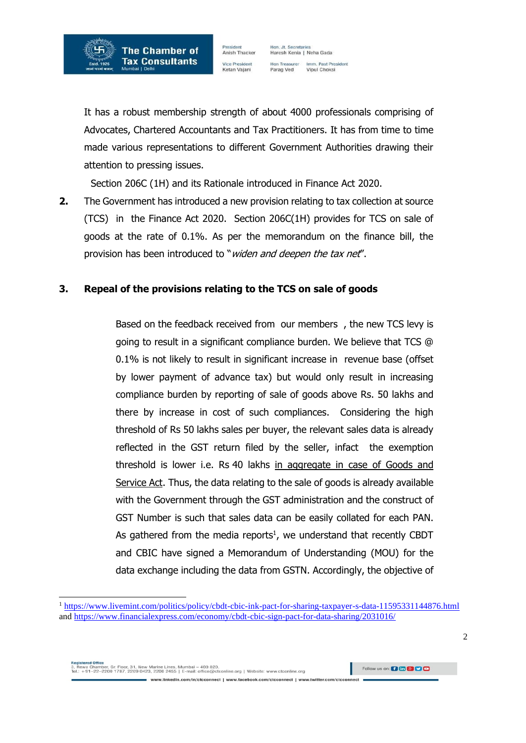It has a robust membership strength of about 4000 professionals comprising of Advocates, Chartered Accountants and Tax Practitioners. It has from time to time made various representations to different Government Authorities drawing their attention to pressing issues.

Section 206C (1H) and its Rationale introduced in Finance Act 2020.

**2.** The Government has introduced a new provision relating to tax collection at source (TCS) in the Finance Act 2020. Section 206C(1H) provides for TCS on sale of goods at the rate of 0.1%. As per the memorandum on the finance bill, the provision has been introduced to "*widen and deepen the tax net*".

### 3. Repeal of the provisions relating to the TCS on sale of goods

Based on the feedback received from our members , the new TCS levy is going to result in a significant compliance burden. We believe that TCS @ 0.1% is not likely to result in significant increase in revenue base (offset by lower payment of advance tax) but would only result in increasing compliance burden by reporting of sale of goods above Rs. 50 lakhs and there by increase in cost of such compliances. Considering the high threshold of Rs 50 lakhs sales per buyer, the relevant sales data is already reflected in the GST return filed by the seller, infact the exemption threshold is lower i.e. Rs 40 lakhs in aggregate in case of Goods and Service Act. Thus, the data relating to the sale of goods is already available with the Government through the GST administration and the construct of GST Number is such that sales data can be easily collated for each PAN. As gathered from the media reports[1], we understand that recently CBDT and CBIC have signed a Memorandum of Understanding (MOU) for the data exchange including the data from GSTN. Accordingly, the objective of

---

[1] https://www.livemint.com/politics/policy/cbdt-cbic-ink-pact-for-sharing-taxpayer-s-data-11595331144876.html and https://www.financialexpress.com/economy/cbdt-cbic-sign-pact-for-data-sharing/2031016/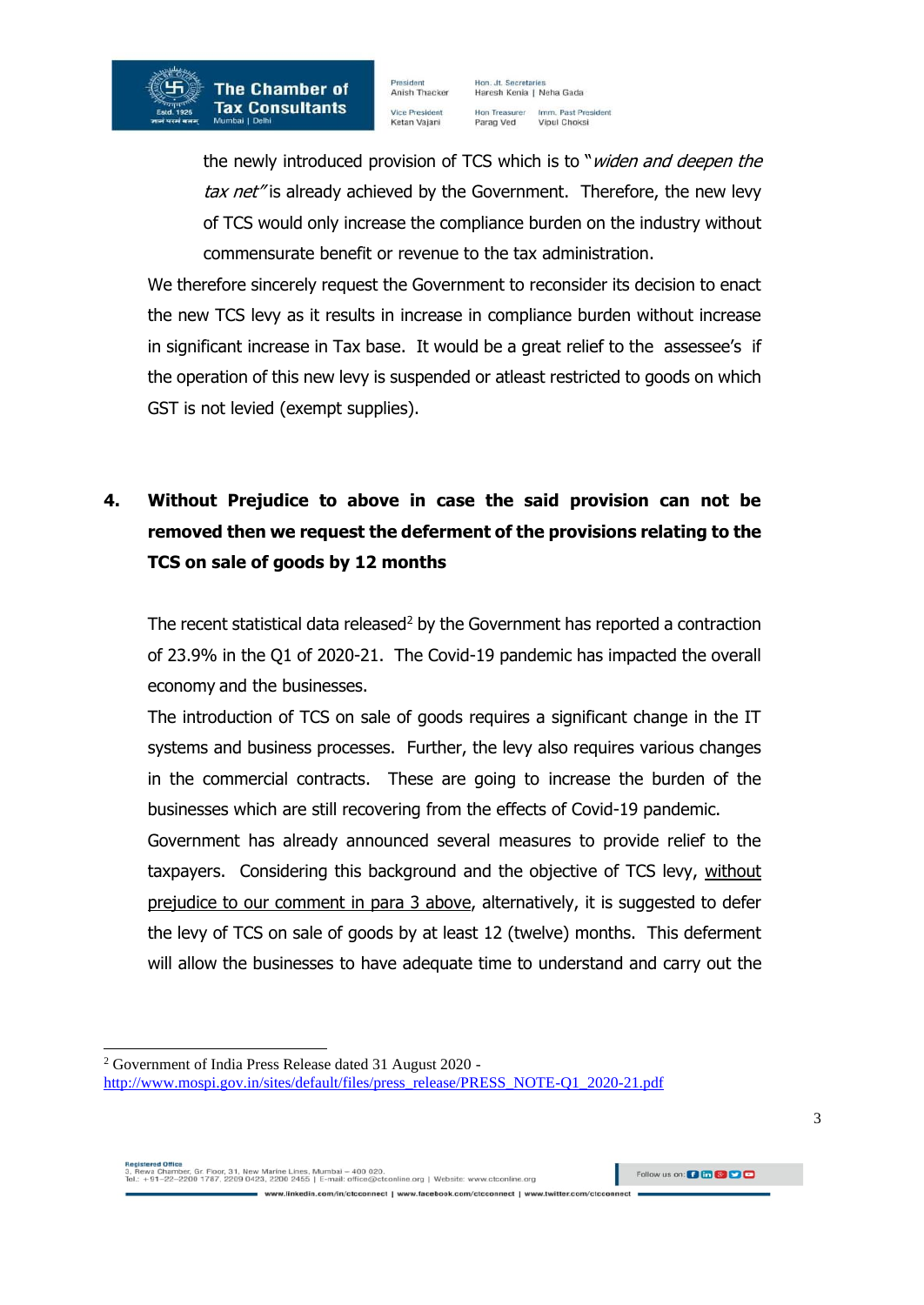the newly introduced provision of TCS which is to "*widen and deepen the tax net*" is already achieved by the Government. Therefore, the new levy of TCS would only increase the compliance burden on the industry without commensurate benefit or revenue to the tax administration.

We therefore sincerely request the Government to reconsider its decision to enact the new TCS levy as it results in increase in compliance burden without increase in significant increase in Tax base. It would be a great relief to the assessee's if the operation of this new levy is suspended or atleast restricted to goods on which GST is not levied (exempt supplies).

**4. Without Prejudice to above in case the said provision can not be removed then we request the deferment of the provisions relating to the TCS on sale of goods by 12 months**

The recent statistical data released[2] by the Government has reported a contraction of 23.9% in the Q1 of 2020-21. The Covid-19 pandemic has impacted the overall economy and the businesses.

The introduction of TCS on sale of goods requires a significant change in the IT systems and business processes. Further, the levy also requires various changes in the commercial contracts. These are going to increase the burden of the businesses which are still recovering from the effects of Covid-19 pandemic.

Government has already announced several measures to provide relief to the taxpayers. Considering this background and the objective of TCS levy, without prejudice to our comment in para 3 above, alternatively, it is suggested to defer the levy of TCS on sale of goods by at least 12 (twelve) months. This deferment will allow the businesses to have adequate time to understand and carry out the

---

[2] Government of India Press Release dated 31 August 2020 - http://www.mospi.gov.in/sites/default/files/press_release/PRESS_NOTE-Q1_2020-21.pdf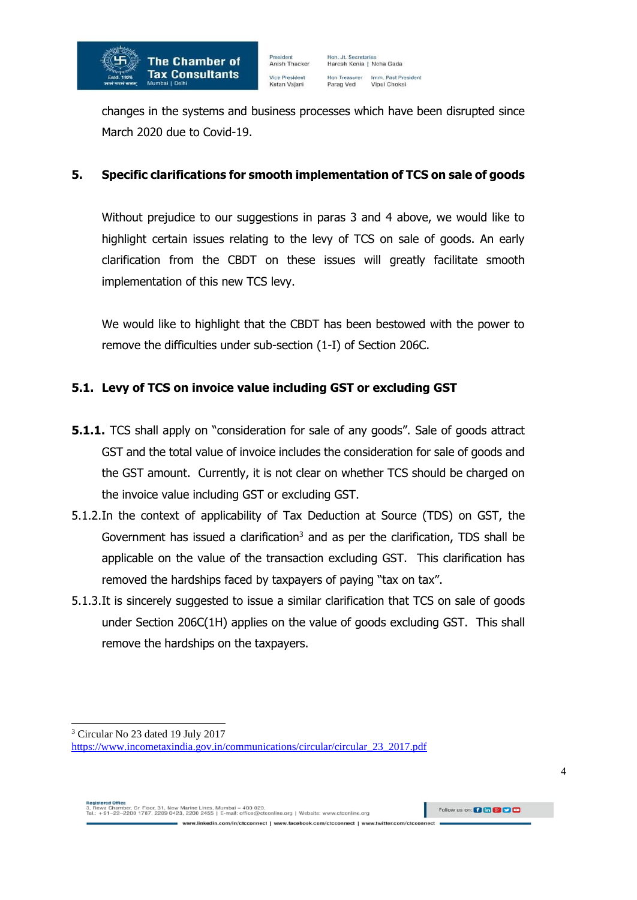changes in the systems and business processes which have been disrupted since March 2020 due to Covid-19.

## 5. Specific clarifications for smooth implementation of TCS on sale of goods

Without prejudice to our suggestions in paras 3 and 4 above, we would like to highlight certain issues relating to the levy of TCS on sale of goods. An early clarification from the CBDT on these issues will greatly facilitate smooth implementation of this new TCS levy.

We would like to highlight that the CBDT has been bestowed with the power to remove the difficulties under sub-section (1-I) of Section 206C.

### 5.1. Levy of TCS on invoice value including GST or excluding GST

**5.1.1.** TCS shall apply on "consideration for sale of any goods". Sale of goods attract GST and the total value of invoice includes the consideration for sale of goods and the GST amount. Currently, it is not clear on whether TCS should be charged on the invoice value including GST or excluding GST.

5.1.2. In the context of applicability of Tax Deduction at Source (TDS) on GST, the Government has issued a clarification[3] and as per the clarification, TDS shall be applicable on the value of the transaction excluding GST. This clarification has removed the hardships faced by taxpayers of paying "tax on tax".

5.1.3. It is sincerely suggested to issue a similar clarification that TCS on sale of goods under Section 206C(1H) applies on the value of goods excluding GST. This shall remove the hardships on the taxpayers.

---

[3] Circular No 23 dated 19 July 2017 https://www.incometaxindia.gov.in/communications/circular/circular_23_2017.pdf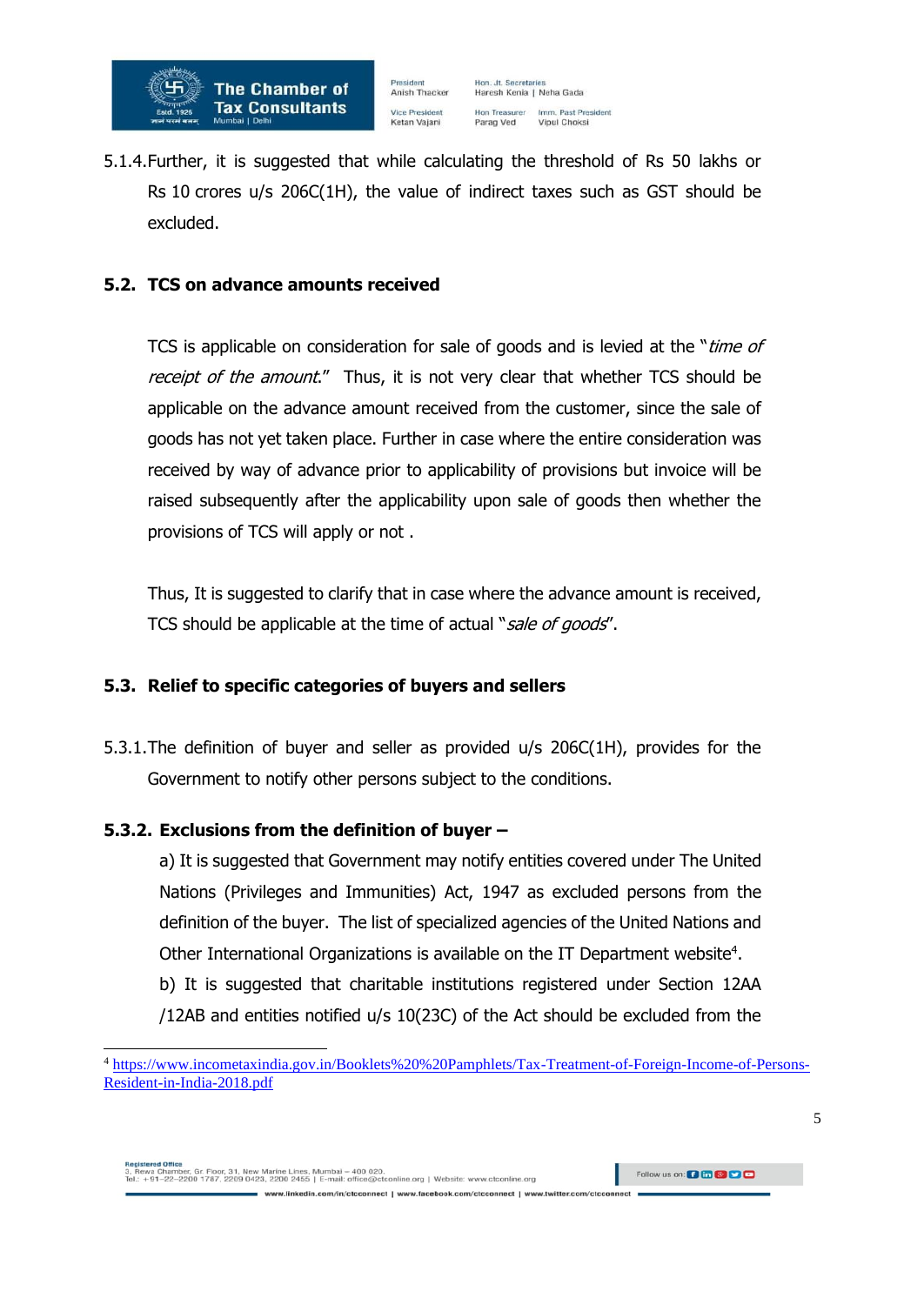5.1.4. Further, it is suggested that while calculating the threshold of Rs 50 lakhs or Rs 10 crores u/s 206C(1H), the value of indirect taxes such as GST should be excluded.

## 5.2. TCS on advance amounts received

TCS is applicable on consideration for sale of goods and is levied at the "*time of receipt of the amount*." Thus, it is not very clear that whether TCS should be applicable on the advance amount received from the customer, since the sale of goods has not yet taken place. Further in case where the entire consideration was received by way of advance prior to applicability of provisions but invoice will be raised subsequently after the applicability upon sale of goods then whether the provisions of TCS will apply or not .

Thus, It is suggested to clarify that in case where the advance amount is received, TCS should be applicable at the time of actual "*sale of goods*".

## 5.3. Relief to specific categories of buyers and sellers

5.3.1. The definition of buyer and seller as provided u/s 206C(1H), provides for the Government to notify other persons subject to the conditions.

### 5.3.2. Exclusions from the definition of buyer –

a) It is suggested that Government may notify entities covered under The United Nations (Privileges and Immunities) Act, 1947 as excluded persons from the definition of the buyer. The list of specialized agencies of the United Nations and Other International Organizations is available on the IT Department website[4].

b) It is suggested that charitable institutions registered under Section 12AA /12AB and entities notified u/s 10(23C) of the Act should be excluded from the

---

[4] https://www.incometaxindia.gov.in/Booklets%20%20Pamphlets/Tax-Treatment-of-Foreign-Income-of-Persons-Resident-in-India-2018.pdf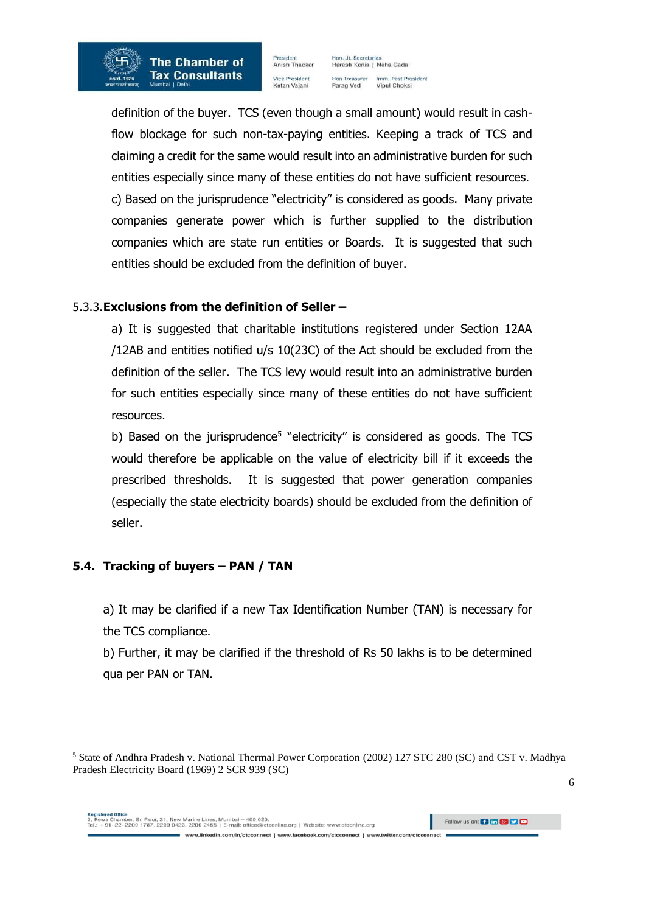definition of the buyer. TCS (even though a small amount) would result in cash-flow blockage for such non-tax-paying entities. Keeping a track of TCS and claiming a credit for the same would result into an administrative burden for such entities especially since many of these entities do not have sufficient resources.

c) Based on the jurisprudence "electricity" is considered as goods. Many private companies generate power which is further supplied to the distribution companies which are state run entities or Boards. It is suggested that such entities should be excluded from the definition of buyer.

5.3.3. **Exclusions from the definition of Seller –**

a) It is suggested that charitable institutions registered under Section 12AA /12AB and entities notified u/s 10(23C) of the Act should be excluded from the definition of the seller. The TCS levy would result into an administrative burden for such entities especially since many of these entities do not have sufficient resources.

b) Based on the jurisprudence[5] "electricity" is considered as goods. The TCS would therefore be applicable on the value of electricity bill if it exceeds the prescribed thresholds. It is suggested that power generation companies (especially the state electricity boards) should be excluded from the definition of seller.

## 5.4. Tracking of buyers – PAN / TAN

a) It may be clarified if a new Tax Identification Number (TAN) is necessary for the TCS compliance.

b) Further, it may be clarified if the threshold of Rs 50 lakhs is to be determined qua per PAN or TAN.

---

[5] State of Andhra Pradesh v. National Thermal Power Corporation (2002) 127 STC 280 (SC) and CST v. Madhya Pradesh Electricity Board (1969) 2 SCR 939 (SC)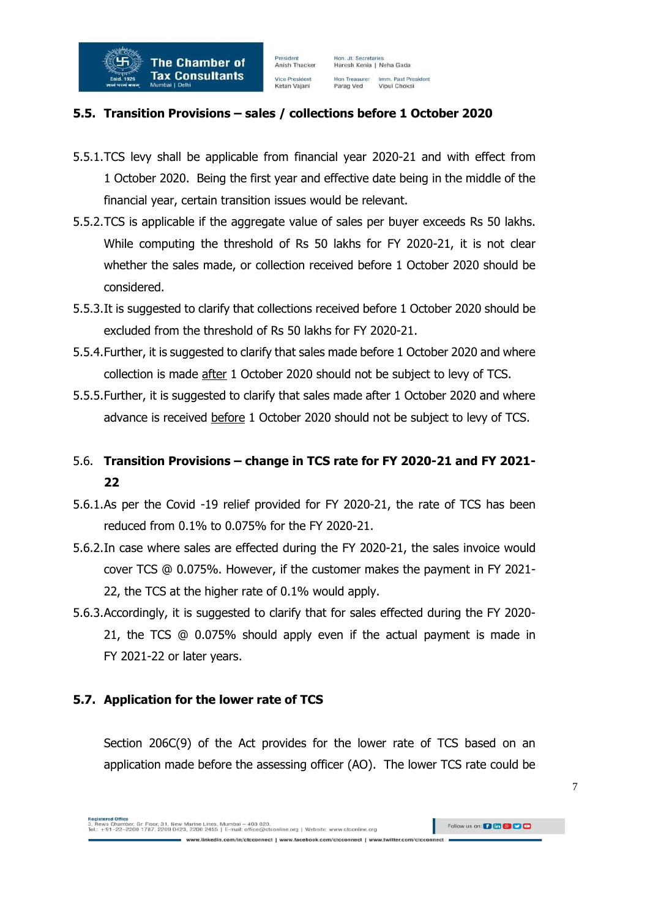## 5.5. Transition Provisions – sales / collections before 1 October 2020

5.5.1. TCS levy shall be applicable from financial year 2020-21 and with effect from 1 October 2020. Being the first year and effective date being in the middle of the financial year, certain transition issues would be relevant.

5.5.2. TCS is applicable if the aggregate value of sales per buyer exceeds Rs 50 lakhs. While computing the threshold of Rs 50 lakhs for FY 2020-21, it is not clear whether the sales made, or collection received before 1 October 2020 should be considered.

5.5.3. It is suggested to clarify that collections received before 1 October 2020 should be excluded from the threshold of Rs 50 lakhs for FY 2020-21.

5.5.4. Further, it is suggested to clarify that sales made before 1 October 2020 and where collection is made <u>after</u> 1 October 2020 should not be subject to levy of TCS.

5.5.5. Further, it is suggested to clarify that sales made after 1 October 2020 and where advance is received <u>before</u> 1 October 2020 should not be subject to levy of TCS.

## 5.6. Transition Provisions – change in TCS rate for FY 2020-21 and FY 2021-22

5.6.1. As per the Covid -19 relief provided for FY 2020-21, the rate of TCS has been reduced from 0.1% to 0.075% for the FY 2020-21.

5.6.2. In case where sales are effected during the FY 2020-21, the sales invoice would cover TCS @ 0.075%. However, if the customer makes the payment in FY 2021-22, the TCS at the higher rate of 0.1% would apply.

5.6.3. Accordingly, it is suggested to clarify that for sales effected during the FY 2020-21, the TCS @ 0.075% should apply even if the actual payment is made in FY 2021-22 or later years.

## 5.7. Application for the lower rate of TCS

Section 206C(9) of the Act provides for the lower rate of TCS based on an application made before the assessing officer (AO). The lower TCS rate could be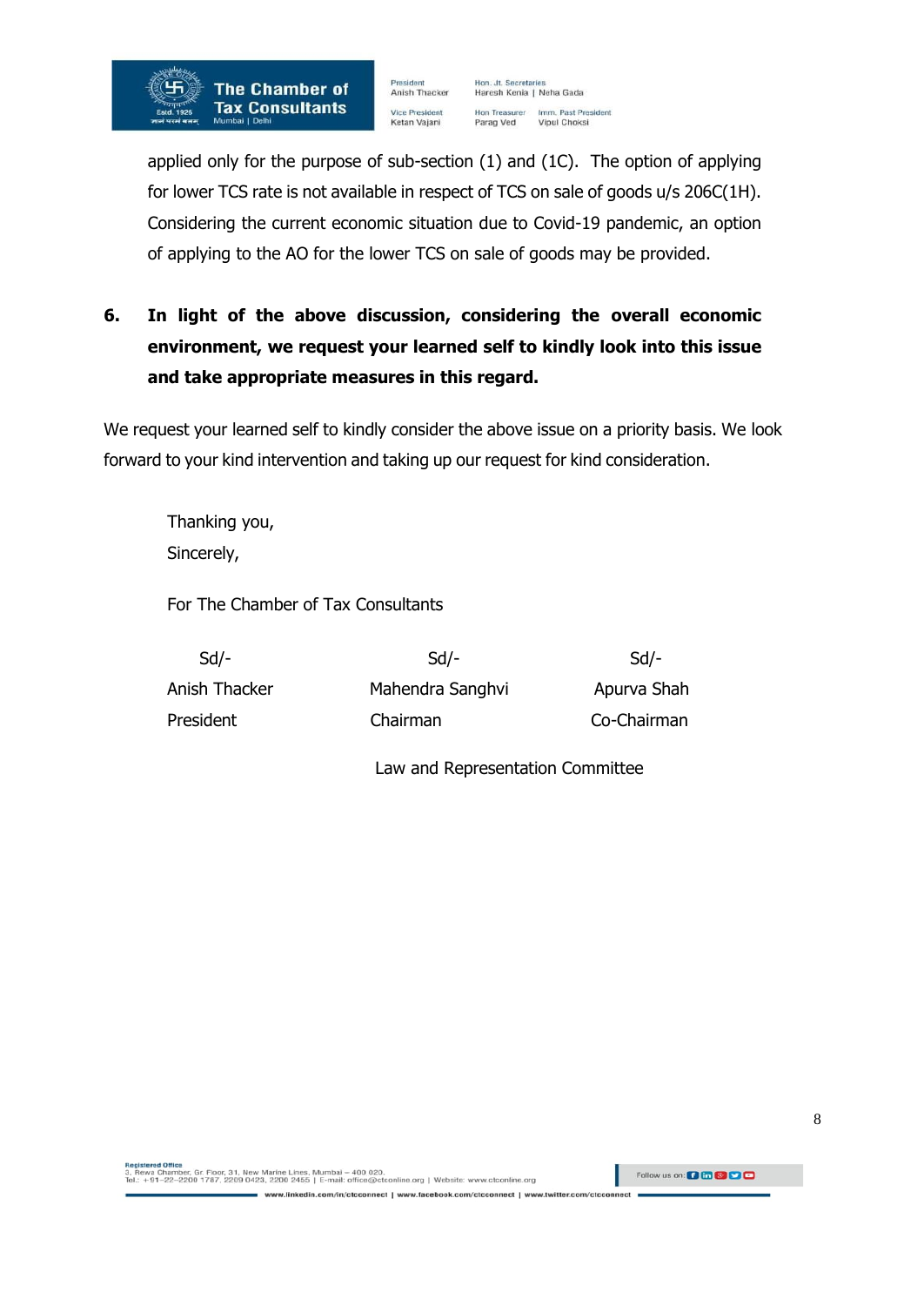applied only for the purpose of sub-section (1) and (1C). The option of applying for lower TCS rate is not available in respect of TCS on sale of goods u/s 206C(1H). Considering the current economic situation due to Covid-19 pandemic, an option of applying to the AO for the lower TCS on sale of goods may be provided.

**6. In light of the above discussion, considering the overall economic environment, we request your learned self to kindly look into this issue and take appropriate measures in this regard.**

We request your learned self to kindly consider the above issue on a priority basis. We look forward to your kind intervention and taking up our request for kind consideration.

Thanking you,
Sincerely,

For The Chamber of Tax Consultants

| | | |
|---|---|---|
| Sd/- | Sd/- | Sd/- |
| Anish Thacker | Mahendra Sanghvi | Apurva Shah |
| President | Chairman | Co-Chairman |

Law and Representation Committee